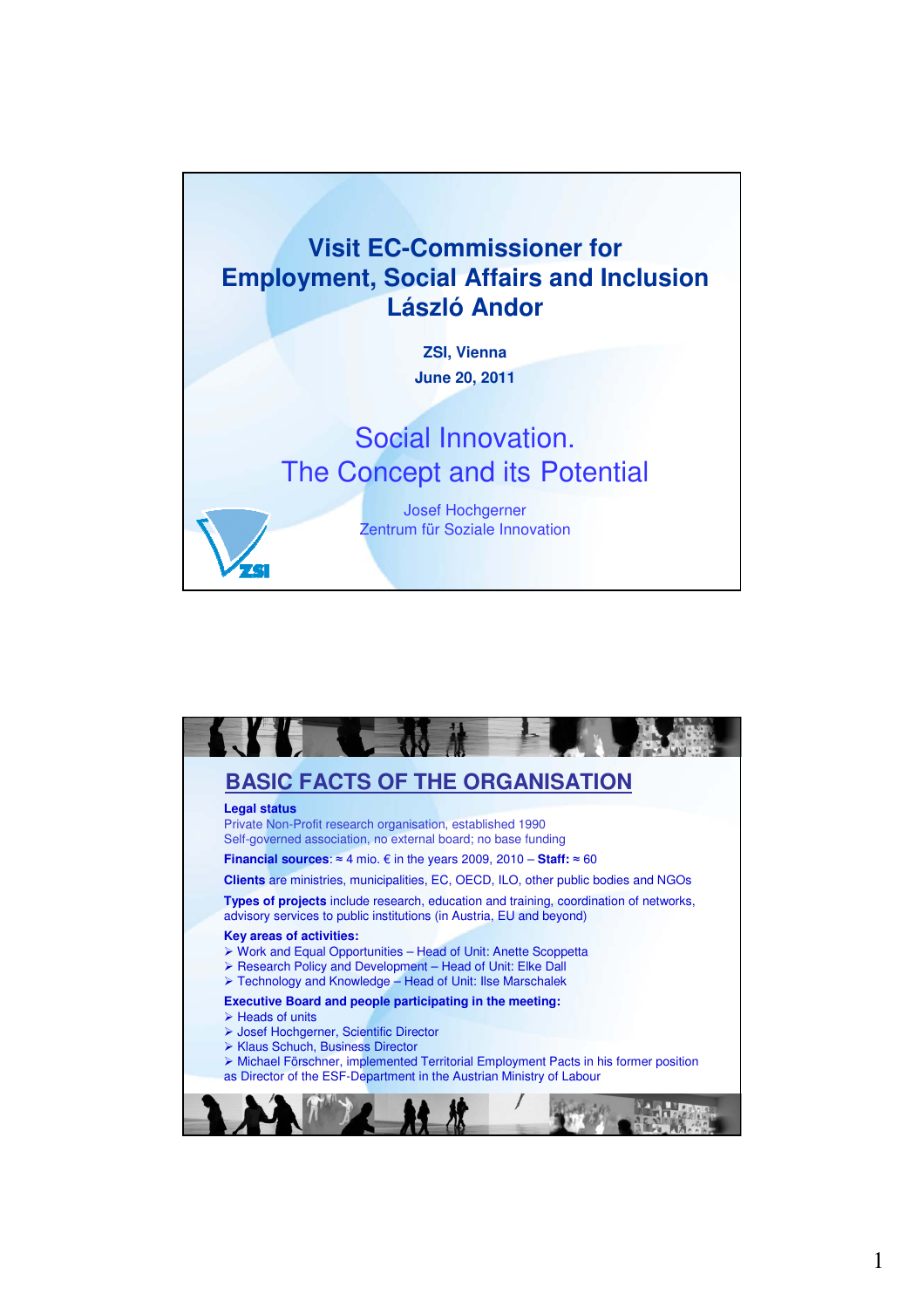# Visit EC-Commissioner for Employment, Social Affairs and Inclusion László Andor

**ZSI, Vienna**

**June 20, 2011**

## Social Innovation. The Concept and its Potential

Josef Hochgerner
Zentrum für Soziale Innovation

---

## BASIC FACTS OF THE ORGANISATION

**Legal status**
Private Non-Profit research organisation, established 1990
Self-governed association, no external board; no base funding

**Financial sources**: ≈ 4 mio. € in the years 2009, 2010 – **Staff:** ≈ 60

**Clients** are ministries, municipalities, EC, OECD, ILO, other public bodies and NGOs

**Types of projects** include research, education and training, coordination of networks, advisory services to public institutions (in Austria, EU and beyond)

**Key areas of activities:**
- Work and Equal Opportunities – Head of Unit: Anette Scoppetta
- Research Policy and Development – Head of Unit: Elke Dall
- Technology and Knowledge – Head of Unit: Ilse Marschalek

**Executive Board and people participating in the meeting:**
- Heads of units
- Josef Hochgerner, Scientific Director
- Klaus Schuch, Business Director
- Michael Förschner, implemented Territorial Employment Pacts in his former position as Director of the ESF-Department in the Austrian Ministry of Labour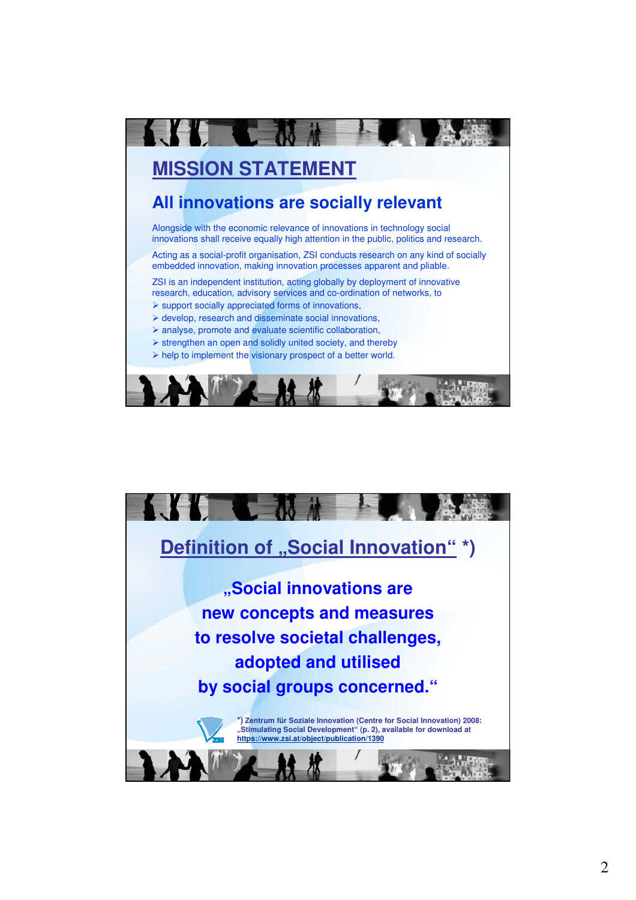# MISSION STATEMENT

## All innovations are socially relevant

Alongside with the economic relevance of innovations in technology social innovations shall receive equally high attention in the public, politics and research.

Acting as a social-profit organisation, ZSI conducts research on any kind of socially embedded innovation, making innovation processes apparent and pliable.

ZSI is an independent institution, acting globally by deployment of innovative research, education, advisory services and co-ordination of networks, to

- support socially appreciated forms of innovations,
- develop, research and disseminate social innovations,
- analyse, promote and evaluate scientific collaboration,
- strengthen an open and solidly united society, and thereby
- help to implement the visionary prospect of a better world.

# Definition of „Social Innovation“ *)

**„Social innovations are new concepts and measures to resolve societal challenges, adopted and utilised by social groups concerned.“**

*) Zentrum für Soziale Innovation (Centre for Social Innovation) 2008: „Stimulating Social Development“ (p. 2), available for download at https://www.zsi.at/object/publication/1390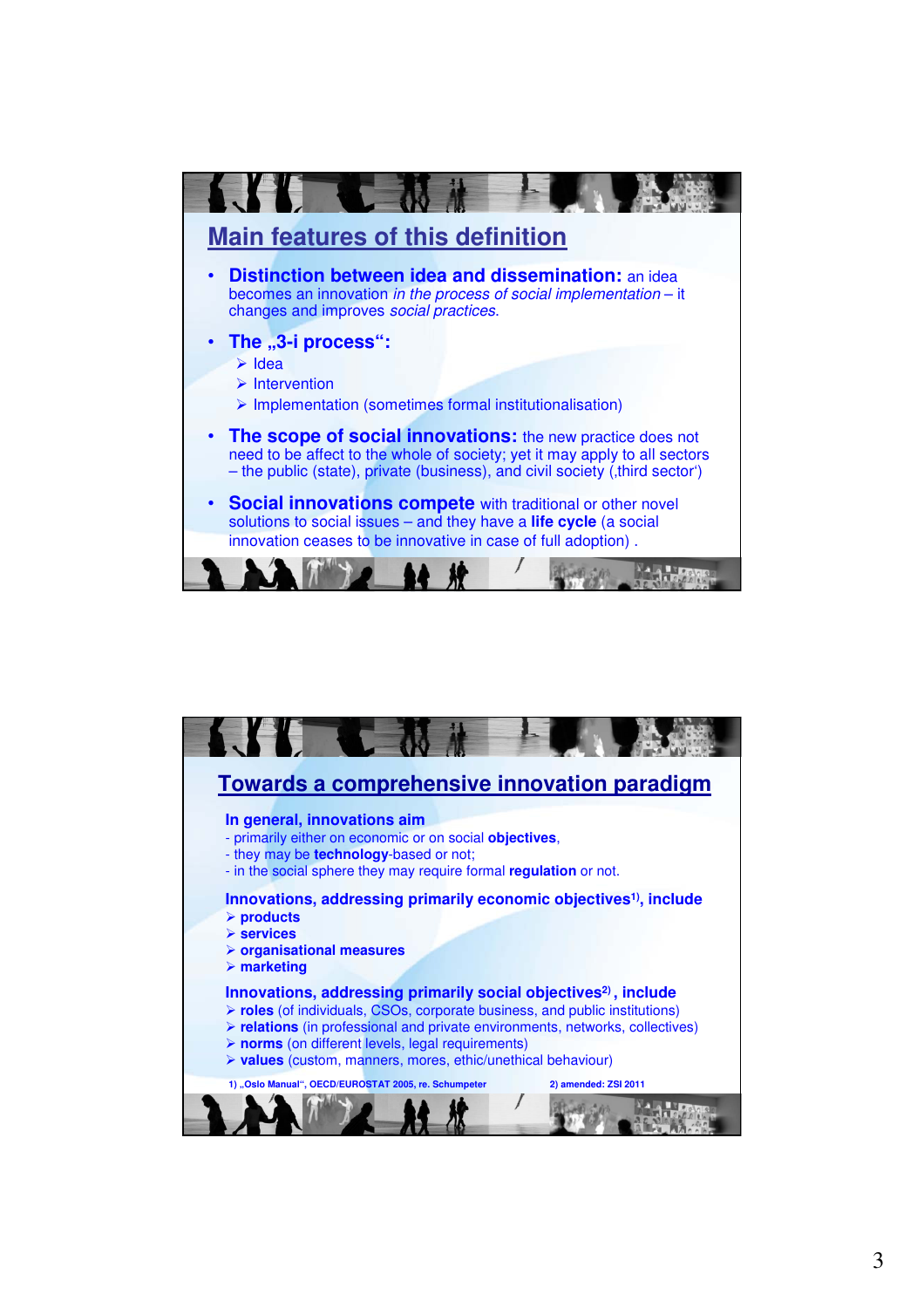## Main features of this definition

- **Distinction between idea and dissemination:** an idea becomes an innovation *in the process of social implementation* – it changes and improves *social practices.*
- **The „3-i process":**
  - Idea
  - Intervention
  - Implementation (sometimes formal institutionalisation)
- **The scope of social innovations:** the new practice does not need to be affect to the whole of society; yet it may apply to all sectors – the public (state), private (business), and civil society (‚third sector')
- **Social innovations compete** with traditional or other novel solutions to social issues – and they have a **life cycle** (a social innovation ceases to be innovative in case of full adoption) .

## Towards a comprehensive innovation paradigm

**In general, innovations aim**

- primarily either on economic or on social **objectives**,
- they may be **technology**-based or not;
- in the social sphere they may require formal **regulation** or not.

**Innovations, addressing primarily economic objectives[1], include**

- **products**
- **services**
- **organisational measures**
- **marketing**

**Innovations, addressing primarily social objectives[2], include**

- **roles** (of individuals, CSOs, corporate business, and public institutions)
- **relations** (in professional and private environments, networks, collectives)
- **norms** (on different levels, legal requirements)
- **values** (custom, manners, mores, ethic/unethical behaviour)

1) „Oslo Manual", OECD/EUROSTAT 2005, re. Schumpeter  2) amended: ZSI 2011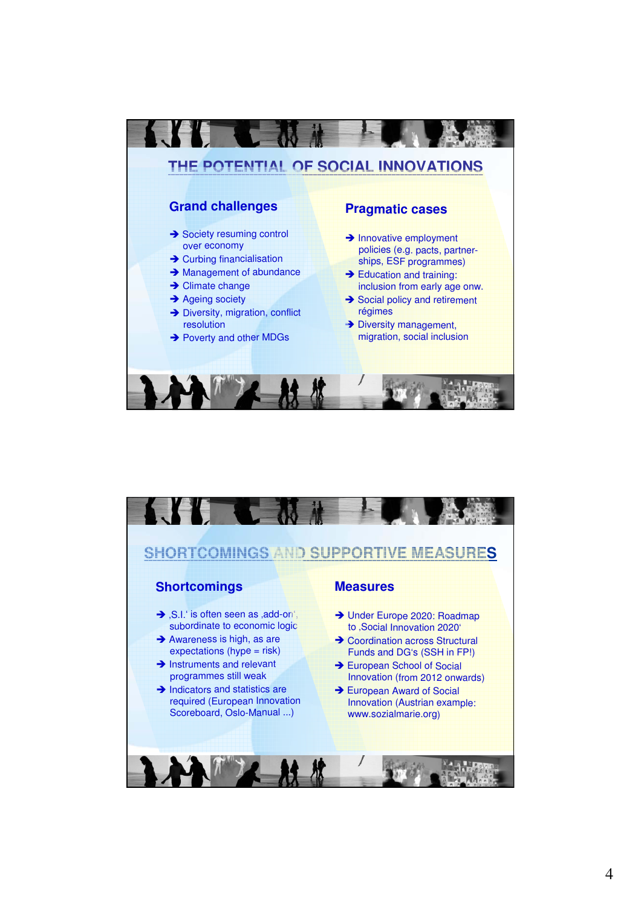# THE POTENTIAL OF SOCIAL INNOVATIONS

## Grand challenges

- ➔ Society resuming control over economy
- ➔ Curbing financialisation
- ➔ Management of abundance
- ➔ Climate change
- ➔ Ageing society
- ➔ Diversity, migration, conflict resolution
- ➔ Poverty and other MDGs

## Pragmatic cases

- ➔ Innovative employment policies (e.g. pacts, partner-ships, ESF programmes)
- ➔ Education and training: inclusion from early age onw.
- ➔ Social policy and retirement régimes
- ➔ Diversity management, migration, social inclusion

# SHORTCOMINGS AND SUPPORTIVE MEASURES

## Shortcomings

- ➔ ‚S.I.' is often seen as ‚add-on', subordinate to economic logic
- ➔ Awareness is high, as are expectations (hype = risk)
- ➔ Instruments and relevant programmes still weak
- ➔ Indicators and statistics are required (European Innovation Scoreboard, Oslo-Manual ...)

## Measures

- ➔ Under Europe 2020: Roadmap to ‚Social Innovation 2020'
- ➔ Coordination across Structural Funds and DG's (SSH in FP!)
- ➔ European School of Social Innovation (from 2012 onwards)
- ➔ European Award of Social Innovation (Austrian example: www.sozialmarie.org)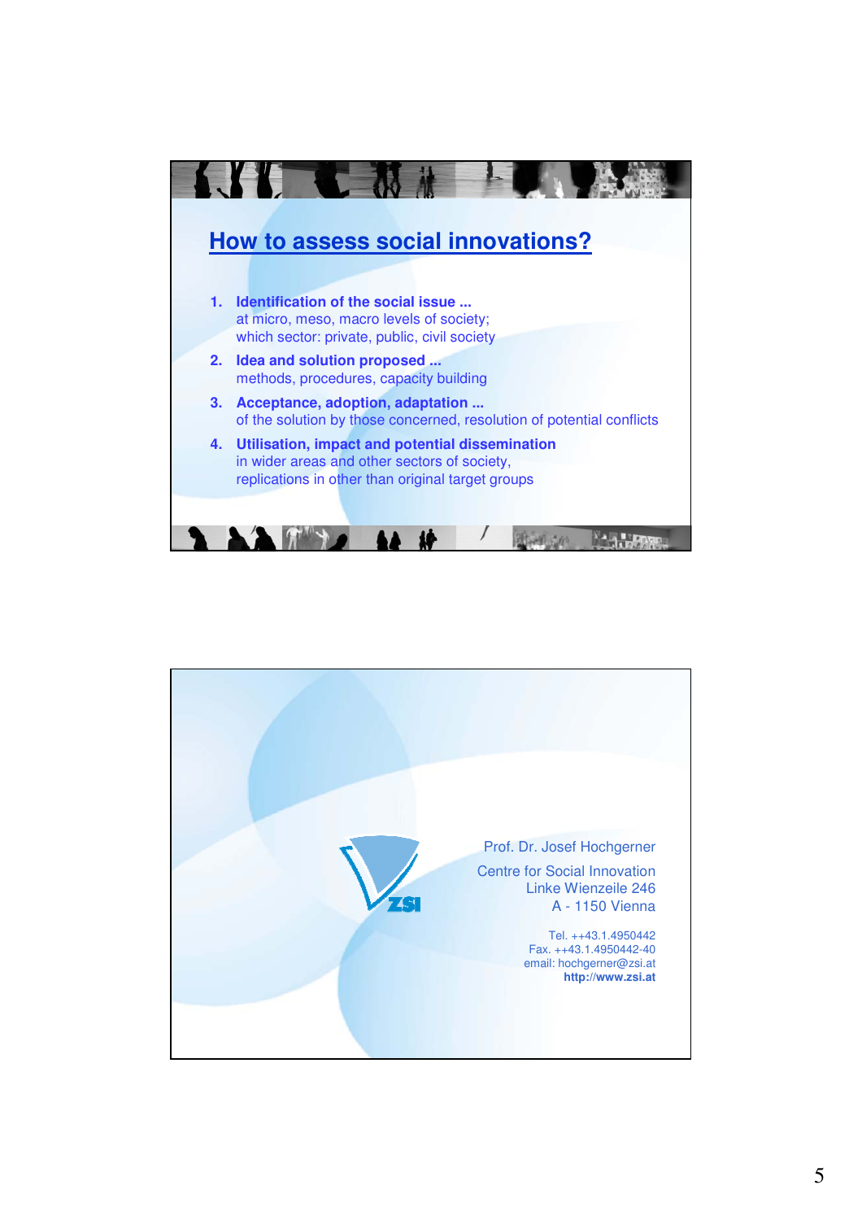## How to assess social innovations?

1. **Identification of the social issue ...**
   at micro, meso, macro levels of society;
   which sector: private, public, civil society
2. **Idea and solution proposed ...**
   methods, procedures, capacity building
3. **Acceptance, adoption, adaptation ...**
   of the solution by those concerned, resolution of potential conflicts
4. **Utilisation, impact and potential dissemination**
   in wider areas and other sectors of society,
   replications in other than original target groups

ZSI

Prof. Dr. Josef Hochgerner

Centre for Social Innovation
Linke Wienzeile 246
A - 1150 Vienna

Tel. ++43.1.4950442
Fax. ++43.1.4950442-40
email: hochgerner@zsi.at
**http://www.zsi.at**